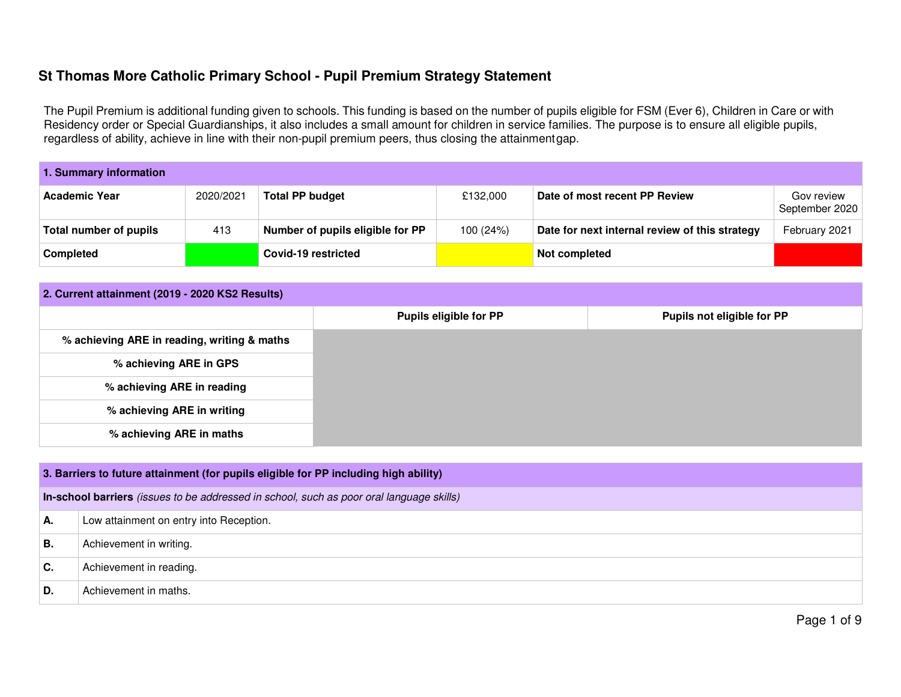# St Thomas More Catholic Primary School - Pupil Premium Strategy Statement

The Pupil Premium is additional funding given to schools. This funding is based on the number of pupils eligible for FSM (Ever 6), Children in Care or with Residency order or Special Guardianships, it also includes a small amount for children in service families. The purpose is to ensure all eligible pupils, regardless of ability, achieve in line with their non-pupil premium peers, thus closing the attainment gap.

| **1. Summary information** | | | | | |
|---|---|---|---|---|---|
| **Academic Year** | 2020/2021 | **Total PP budget** | £132,000 | **Date of most recent PP Review** | Gov review September 2020 |
| **Total number of pupils** | 413 | **Number of pupils eligible for PP** | 100 (24%) | **Date for next internal review of this strategy** | February 2021 |
| **Completed** | | **Covid-19 restricted** | | **Not completed** | |

| **2. Current attainment (2019 - 2020 KS2 Results)** | | |
|---|---|---|
| | **Pupils eligible for PP** | **Pupils not eligible for PP** |
| **% achieving ARE in reading, writing & maths** | | |
| **% achieving ARE in GPS** | | |
| **% achieving ARE in reading** | | |
| **% achieving ARE in writing** | | |
| **% achieving ARE in maths** | | |

| **3. Barriers to future attainment (for pupils eligible for PP including high ability)** | |
|---|---|
| **In-school barriers** *(issues to be addressed in school, such as poor oral language skills)* | |
| **A.** | Low attainment on entry into Reception. |
| **B.** | Achievement in writing. |
| **C.** | Achievement in reading. |
| **D.** | Achievement in maths. |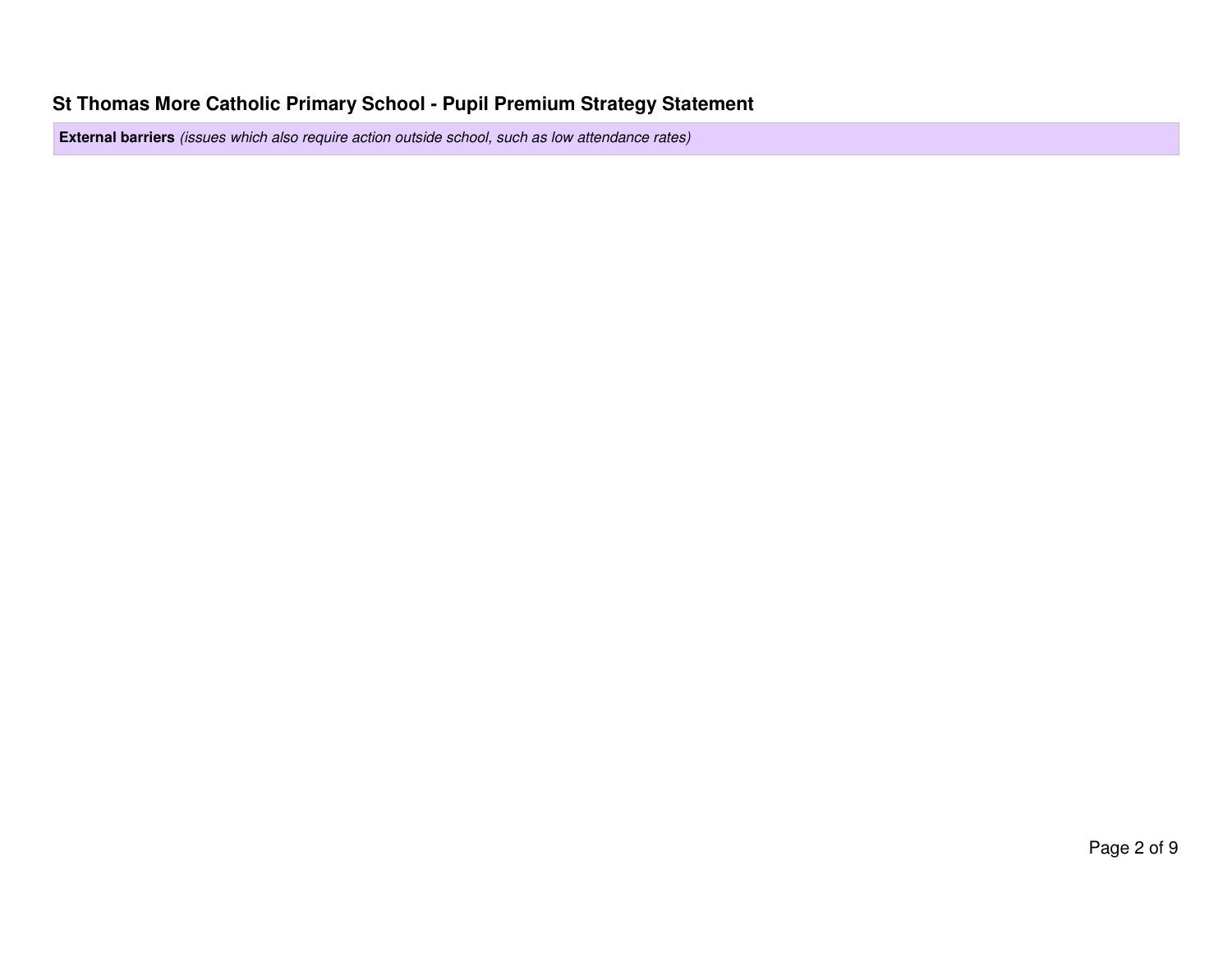| **External barriers** *(issues which also require action outside school, such as low attendance rates)* |
| --- |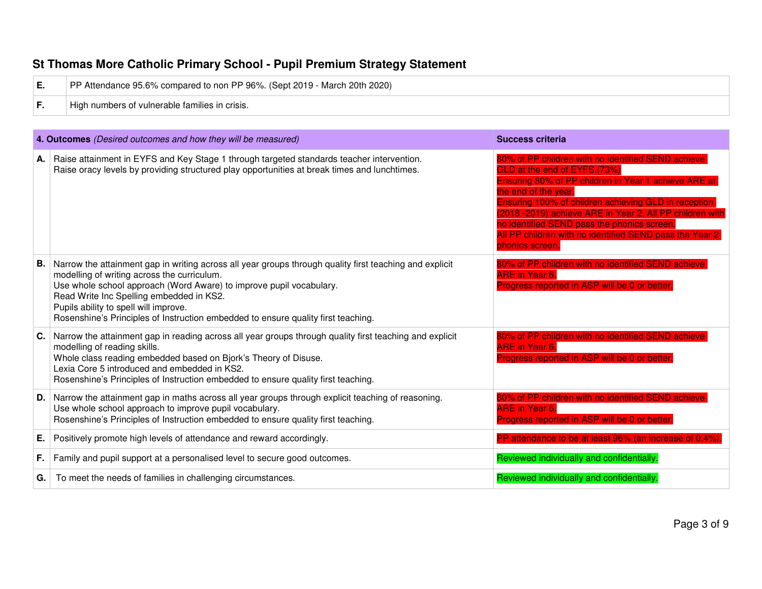## St Thomas More Catholic Primary School - Pupil Premium Strategy Statement

| | |
|---|---|
| **E.** | PP Attendance 95.6% compared to non PP 96%. (Sept 2019 - March 20th 2020) |
| **F.** | High numbers of vulnerable families in crisis. |

| | **4. Outcomes** *(Desired outcomes and how they will be measured)* | **Success criteria** |
|---|---|---|
| **A.** | Raise attainment in EYFS and Key Stage 1 through targeted standards teacher intervention.<br>Raise oracy levels by providing structured play opportunities at break times and lunchtimes. | 80% of PP children with no identified SEND achieve GLD at the end of EYFS.(73%)<br>Ensuring 80% of PP children in Year 1 achieve ARE at the end of the year.<br>Ensuring 100% of children achieving GLD in reception (2018 -2019) achieve ARE in Year 2. All PP children with no identified SEND pass the phonics screen.<br>All PP children with no identified SEND pass the Year 2 phonics screen. |
| **B.** | Narrow the attainment gap in writing across all year groups through quality first teaching and explicit modelling of writing across the curriculum.<br>Use whole school approach (Word Aware) to improve pupil vocabulary.<br>Read Write Inc Spelling embedded in KS2.<br>Pupils ability to spell will improve.<br>Rosenshine's Principles of Instruction embedded to ensure quality first teaching. | 80% of PP children with no identified SEND achieve ARE in Year 6.<br>Progress reported in ASP will be 0 or better. |
| **C.** | Narrow the attainment gap in reading across all year groups through quality first teaching and explicit modelling of reading skills.<br>Whole class reading embedded based on Bjork's Theory of Disuse.<br>Lexia Core 5 introduced and embedded in KS2.<br>Rosenshine's Principles of Instruction embedded to ensure quality first teaching. | 80% of PP children with no identified SEND achieve ARE in Year 6.<br>Progress reported in ASP will be 0 or better. |
| **D.** | Narrow the attainment gap in maths across all year groups through explicit teaching of reasoning.<br>Use whole school approach to improve pupil vocabulary.<br>Rosenshine's Principles of Instruction embedded to ensure quality first teaching. | 80% of PP children with no identified SEND achieve ARE in Year 6.<br>Progress reported in ASP will be 0 or better. |
| **E.** | Positively promote high levels of attendance and reward accordingly. | PP attendance to be at least 96% (an increase of 0.4%). |
| **F.** | Family and pupil support at a personalised level to secure good outcomes. | Reviewed individually and confidentially. |
| **G.** | To meet the needs of families in challenging circumstances. | Reviewed individually and confidentially. |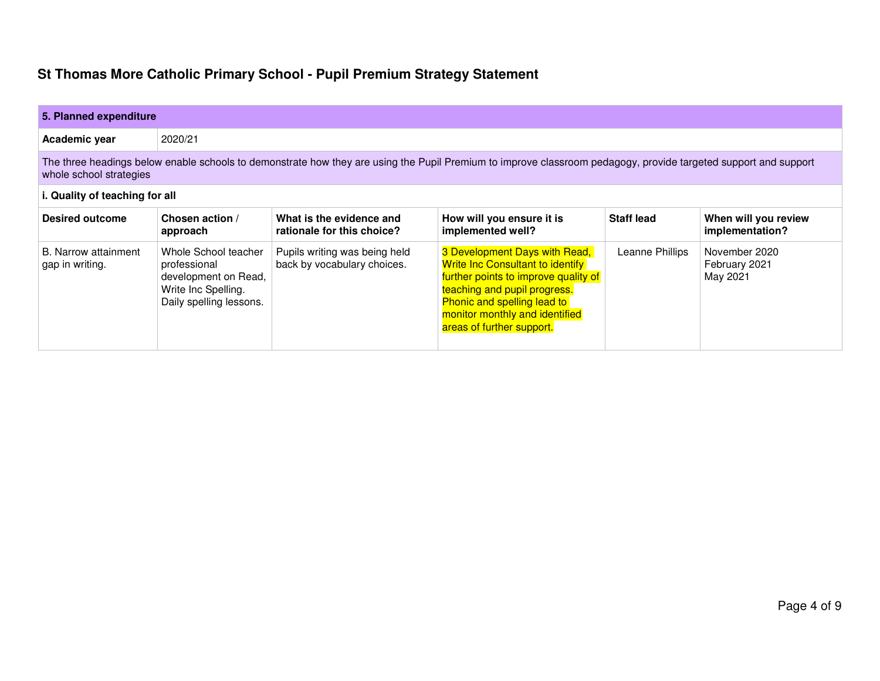# St Thomas More Catholic Primary School - Pupil Premium Strategy Statement

| **5. Planned expenditure** | | | | | |
|---|---|---|---|---|---|
| **Academic year** | 2020/21 | | | | |
| The three headings below enable schools to demonstrate how they are using the Pupil Premium to improve classroom pedagogy, provide targeted support and support whole school strategies | | | | | |
| **i. Quality of teaching for all** | | | | | |
| **Desired outcome** | **Chosen action / approach** | **What is the evidence and rationale for this choice?** | **How will you ensure it is implemented well?** | **Staff lead** | **When will you review implementation?** |
| B. Narrow attainment gap in writing. | Whole School teacher professional development on Read, Write Inc Spelling. Daily spelling lessons. | Pupils writing was being held back by vocabulary choices. | 3 Development Days with Read, Write Inc Consultant to identify further points to improve quality of teaching and pupil progress. Phonic and spelling lead to monitor monthly and identified areas of further support. | Leanne Phillips | November 2020<br>February 2021<br>May 2021 |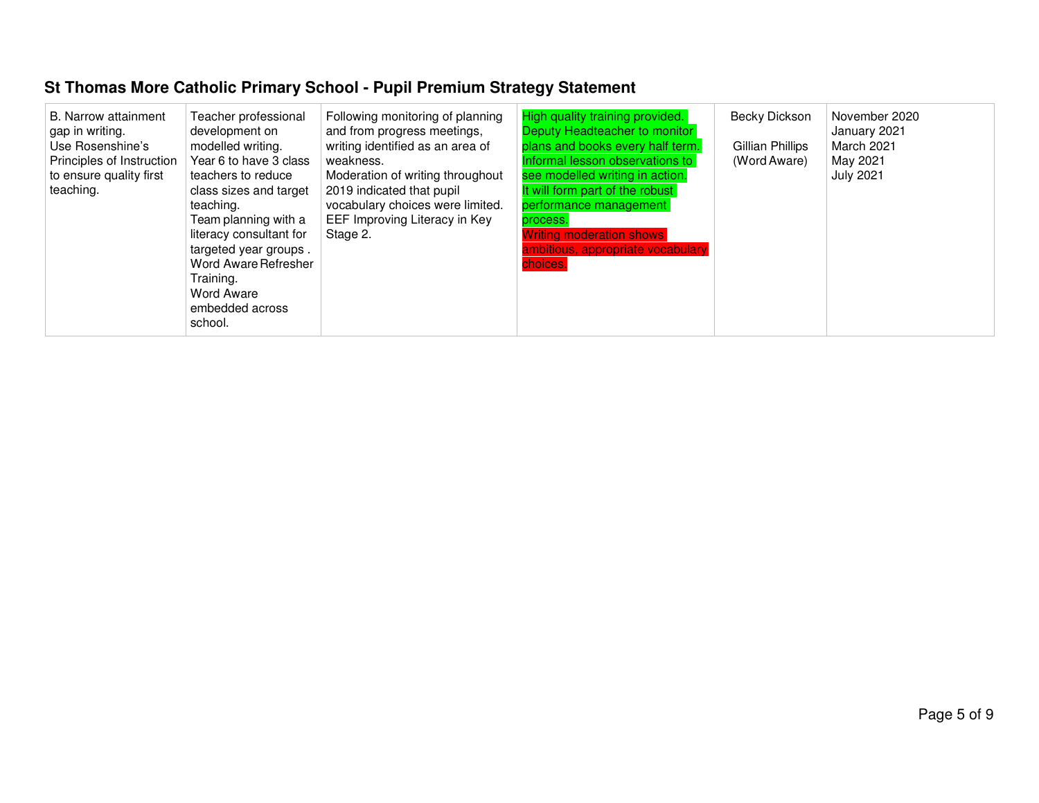## St Thomas More Catholic Primary School - Pupil Premium Strategy Statement

| | | | | | |
|---|---|---|---|---|---|
| B. Narrow attainment gap in writing.<br>Use Rosenshine's Principles of Instruction to ensure quality first teaching. | Teacher professional development on modelled writing.<br>Year 6 to have 3 class teachers to reduce class sizes and target teaching.<br>Team planning with a literacy consultant for targeted year groups .<br>Word Aware Refresher Training.<br>Word Aware embedded across school. | Following monitoring of planning and from progress meetings, writing identified as an area of weakness.<br>Moderation of writing throughout 2019 indicated that pupil vocabulary choices were limited.<br>EEF Improving Literacy in Key Stage 2. | High quality training provided.<br>Deputy Headteacher to monitor plans and books every half term.<br>Informal lesson observations to see modelled writing in action.<br>It will form part of the robust performance management process.<br>Writing moderation shows ambitious, appropriate vocabulary choices. | Becky Dickson<br><br>Gillian Phillips (Word Aware) | November 2020<br>January 2021<br>March 2021<br>May 2021<br>July 2021 |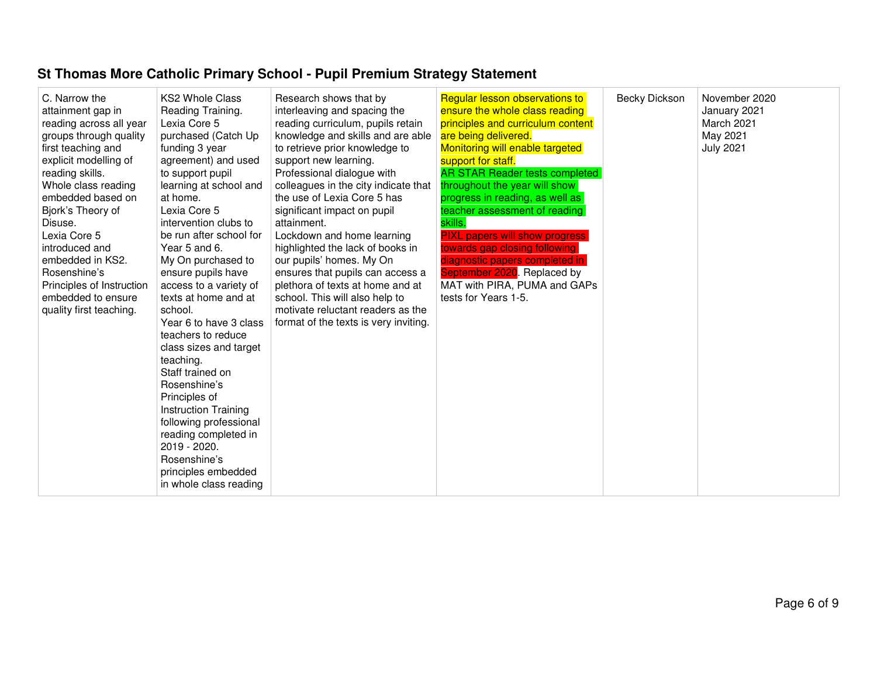## St Thomas More Catholic Primary School - Pupil Premium Strategy Statement

| | | | | | |
|---|---|---|---|---|---|
| C. Narrow the attainment gap in reading across all year groups through quality first teaching and explicit modelling of reading skills. Whole class reading embedded based on Bjork's Theory of Disuse. Lexia Core 5 introduced and embedded in KS2. Rosenshine's Principles of Instruction embedded to ensure quality first teaching. | KS2 Whole Class Reading Training. Lexia Core 5 purchased (Catch Up funding 3 year agreement) and used to support pupil learning at school and at home. Lexia Core 5 intervention clubs to be run after school for Year 5 and 6. My On purchased to ensure pupils have access to a variety of texts at home and at school. Year 6 to have 3 class teachers to reduce class sizes and target teaching. Staff trained on Rosenshine's Principles of Instruction Training following professional reading completed in 2019 - 2020. Rosenshine's principles embedded in whole class reading | Research shows that by interleaving and spacing the reading curriculum, pupils retain knowledge and skills and are able to retrieve prior knowledge to support new learning. Professional dialogue with colleagues in the city indicate that the use of Lexia Core 5 has significant impact on pupil attainment. Lockdown and home learning highlighted the lack of books in our pupils' homes. My On ensures that pupils can access a plethora of texts at home and at school. This will also help to motivate reluctant readers as the format of the texts is very inviting. | Regular lesson observations to ensure the whole class reading principles and curriculum content are being delivered. Monitoring will enable targeted support for staff. AR STAR Reader tests completed throughout the year will show progress in reading, as well as teacher assessment of reading skills. PIXL papers will show progress towards gap closing following diagnostic papers completed in September 2020. Replaced by MAT with PIRA, PUMA and GAPs tests for Years 1-5. | Becky Dickson | November 2020<br>January 2021<br>March 2021<br>May 2021<br>July 2021 |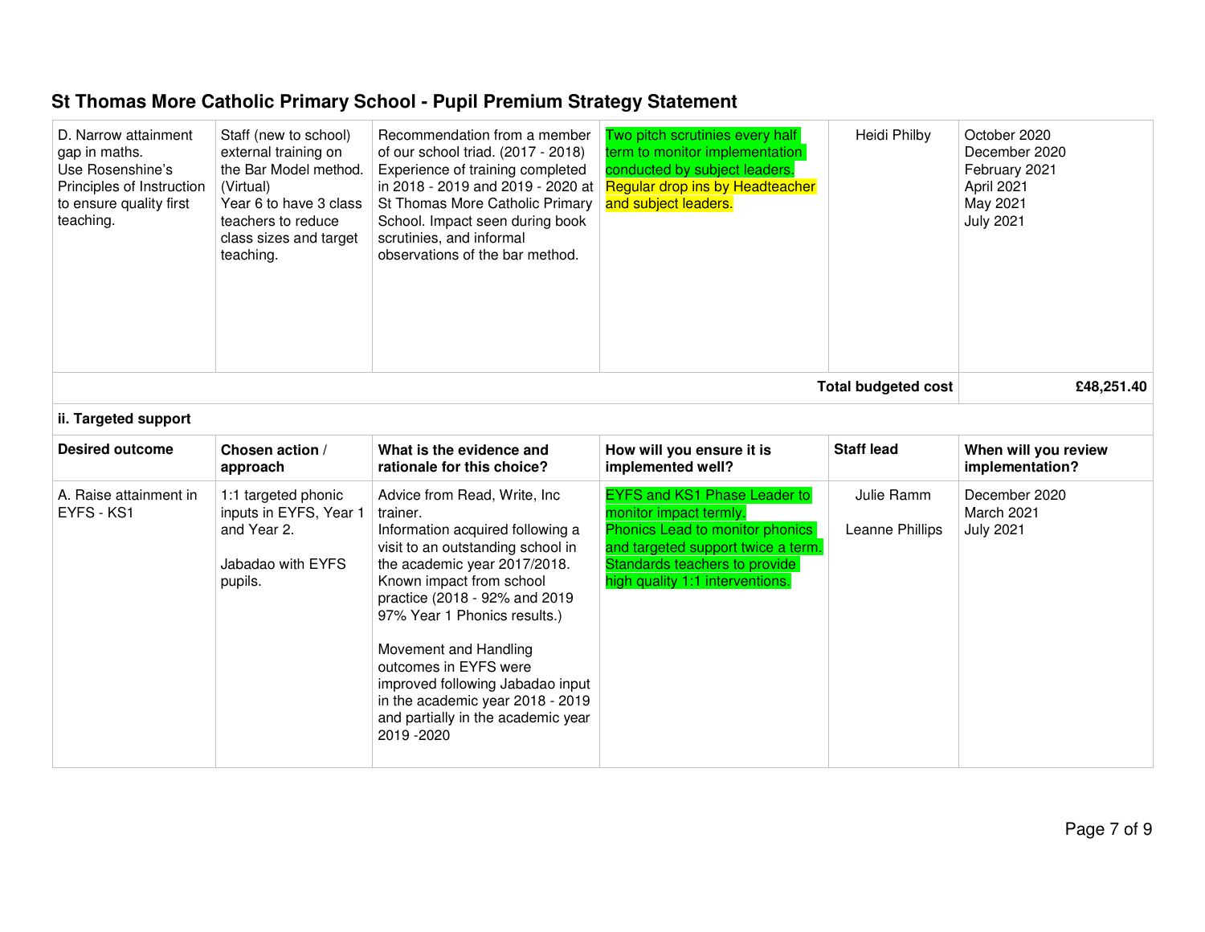# St Thomas More Catholic Primary School - Pupil Premium Strategy Statement

| | | | | | |
|---|---|---|---|---|---|
| D. Narrow attainment gap in maths. Use Rosenshine's Principles of Instruction to ensure quality first teaching. | Staff (new to school) external training on the Bar Model method. (Virtual) Year 6 to have 3 class teachers to reduce class sizes and target teaching. | Recommendation from a member of our school triad. (2017 - 2018) Experience of training completed in 2018 - 2019 and 2019 - 2020 at St Thomas More Catholic Primary School. Impact seen during book scrutinies, and informal observations of the bar method. | Two pitch scrutinies every half term to monitor implementation conducted by subject leaders. Regular drop ins by Headteacher and subject leaders. | Heidi Philby | October 2020<br>December 2020<br>February 2021<br>April 2021<br>May 2021<br>July 2021 |
| | | | | **Total budgeted cost** | **£48,251.40** |

**ii. Targeted support**

| Desired outcome | Chosen action / approach | What is the evidence and rationale for this choice? | How will you ensure it is implemented well? | Staff lead | When will you review implementation? |
|---|---|---|---|---|---|
| A. Raise attainment in EYFS - KS1 | 1:1 targeted phonic inputs in EYFS, Year 1 and Year 2.<br><br>Jabadao with EYFS pupils. | Advice from Read, Write, Inc trainer.<br>Information acquired following a visit to an outstanding school in the academic year 2017/2018. Known impact from school practice (2018 - 92% and 2019 97% Year 1 Phonics results.)<br><br>Movement and Handling outcomes in EYFS were improved following Jabadao input in the academic year 2018 - 2019 and partially in the academic year 2019 -2020 | EYFS and KS1 Phase Leader to monitor impact termly.<br>Phonics Lead to monitor phonics and targeted support twice a term.<br>Standards teachers to provide high quality 1:1 interventions. | Julie Ramm<br><br>Leanne Phillips | December 2020<br>March 2021<br>July 2021 |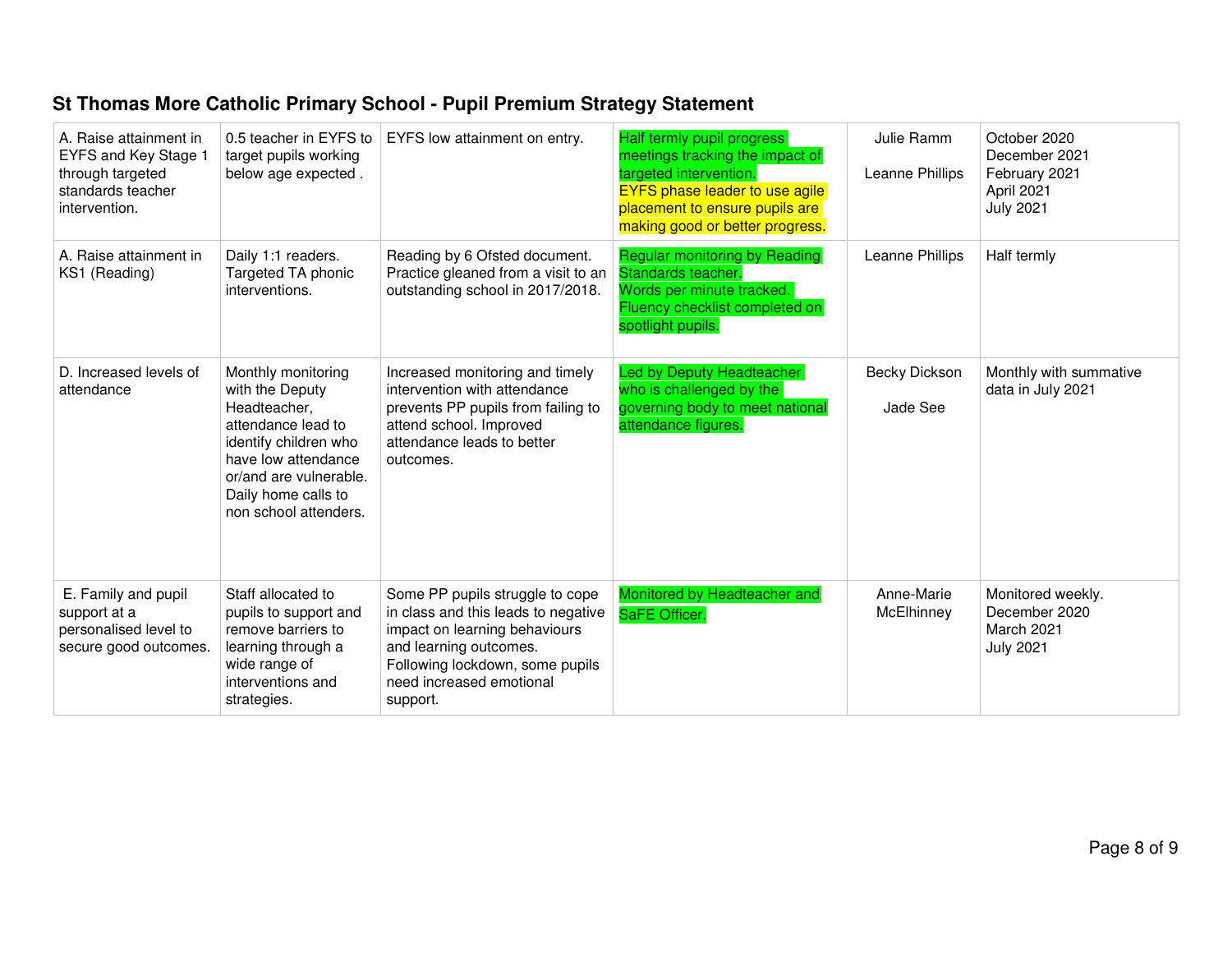## St Thomas More Catholic Primary School - Pupil Premium Strategy Statement

| | | | | | |
|---|---|---|---|---|---|
| A. Raise attainment in EYFS and Key Stage 1 through targeted standards teacher intervention. | 0.5 teacher in EYFS to target pupils working below age expected . | EYFS low attainment on entry. | Half termly pupil progress meetings tracking the impact of targeted intervention.<br>EYFS phase leader to use agile placement to ensure pupils are making good or better progress. | Julie Ramm<br><br>Leanne Phillips | October 2020<br>December 2021<br>February 2021<br>April 2021<br>July 2021 |
| A. Raise attainment in KS1 (Reading) | Daily 1:1 readers.<br>Targeted TA phonic interventions. | Reading by 6 Ofsted document.<br>Practice gleaned from a visit to an outstanding school in 2017/2018. | Regular monitoring by Reading Standards teacher.<br>Words per minute tracked.<br>Fluency checklist completed on spotlight pupils. | Leanne Phillips | Half termly |
| D. Increased levels of attendance | Monthly monitoring with the Deputy Headteacher, attendance lead to identify children who have low attendance or/and are vulnerable.<br>Daily home calls to non school attenders. | Increased monitoring and timely intervention with attendance prevents PP pupils from failing to attend school. Improved attendance leads to better outcomes. | Led by Deputy Headteacher who is challenged by the governing body to meet national attendance figures. | Becky Dickson<br><br>Jade See | Monthly with summative data in July 2021 |
| E. Family and pupil support at a personalised level to secure good outcomes. | Staff allocated to pupils to support and remove barriers to learning through a wide range of interventions and strategies. | Some PP pupils struggle to cope in class and this leads to negative impact on learning behaviours and learning outcomes.<br>Following lockdown, some pupils need increased emotional support. | Monitored by Headteacher and SaFE Officer. | Anne-Marie McElhinney | Monitored weekly.<br>December 2020<br>March 2021<br>July 2021 |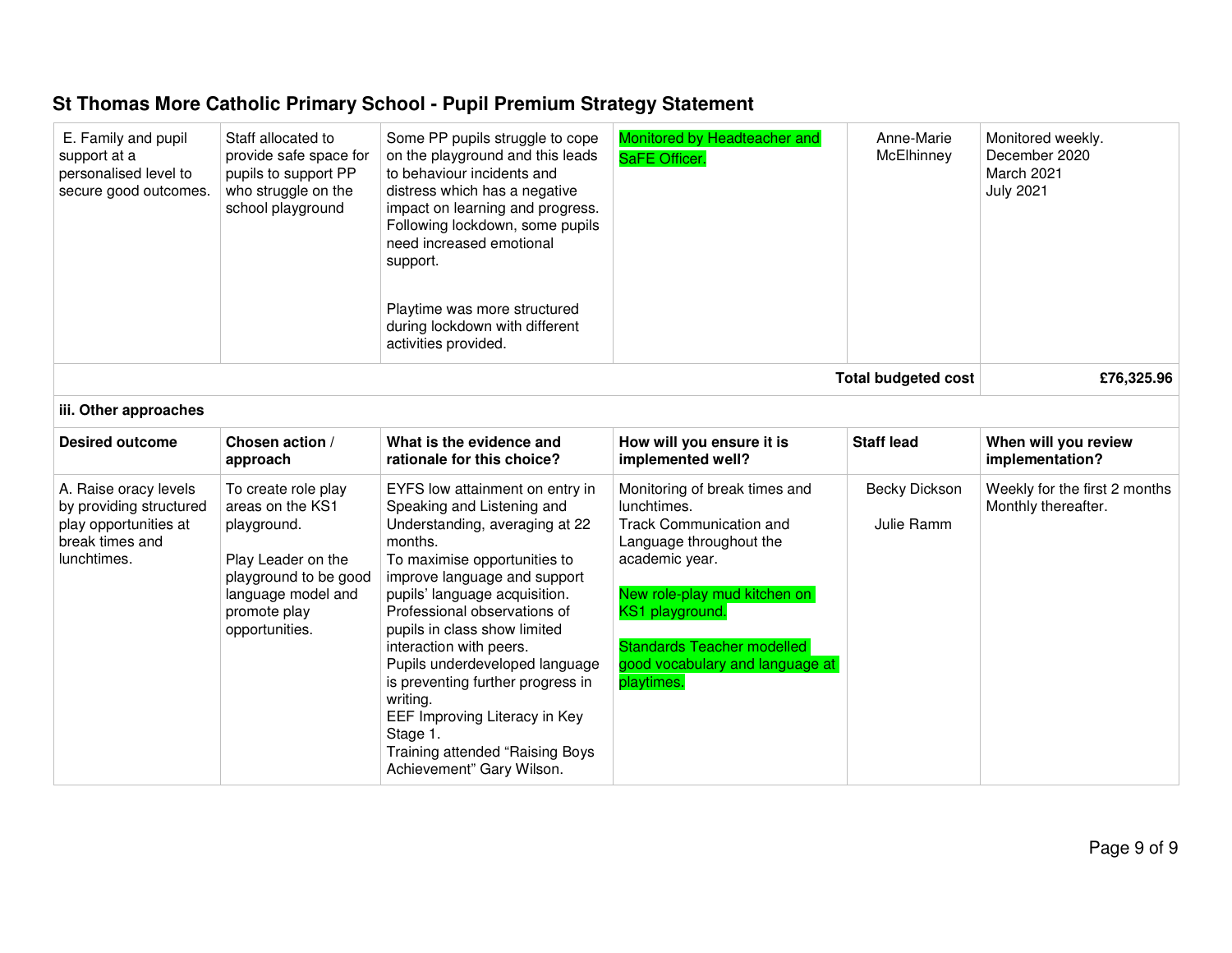# St Thomas More Catholic Primary School - Pupil Premium Strategy Statement

| | | | | | |
|---|---|---|---|---|---|
| E. Family and pupil support at a personalised level to secure good outcomes. | Staff allocated to provide safe space for pupils to support PP who struggle on the school playground | Some PP pupils struggle to cope on the playground and this leads to behaviour incidents and distress which has a negative impact on learning and progress. Following lockdown, some pupils need increased emotional support.<br><br>Playtime was more structured during lockdown with different activities provided. | Monitored by Headteacher and SaFE Officer. | Anne-Marie McElhinney | Monitored weekly.<br>December 2020<br>March 2021<br>July 2021 |
| | | | | **Total budgeted cost** | **£76,325.96** |

**iii. Other approaches**

| Desired outcome | Chosen action / approach | What is the evidence and rationale for this choice? | How will you ensure it is implemented well? | Staff lead | When will you review implementation? |
|---|---|---|---|---|---|
| A. Raise oracy levels by providing structured play opportunities at break times and lunchtimes. | To create role play areas on the KS1 playground.<br><br>Play Leader on the playground to be good language model and promote play opportunities. | EYFS low attainment on entry in Speaking and Listening and Understanding, averaging at 22 months.<br>To maximise opportunities to improve language and support pupils' language acquisition.<br>Professional observations of pupils in class show limited interaction with peers.<br>Pupils underdeveloped language is preventing further progress in writing.<br>EEF Improving Literacy in Key Stage 1.<br>Training attended "Raising Boys Achievement" Gary Wilson. | Monitoring of break times and lunchtimes.<br>Track Communication and Language throughout the academic year.<br><br>New role-play mud kitchen on KS1 playground.<br><br>Standards Teacher modelled good vocabulary and language at playtimes. | Becky Dickson<br><br>Julie Ramm | Weekly for the first 2 months<br>Monthly thereafter. |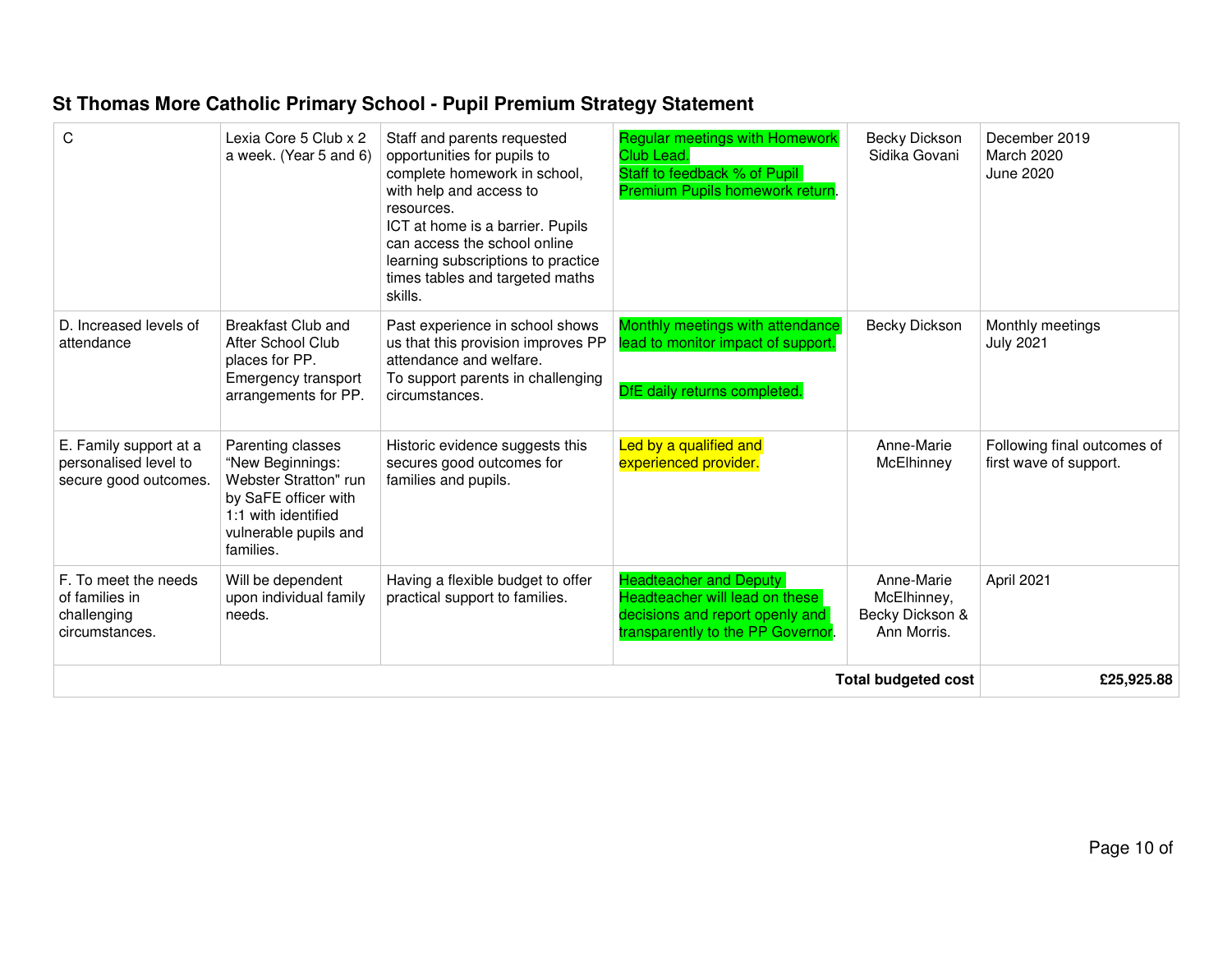## St Thomas More Catholic Primary School - Pupil Premium Strategy Statement

| | | | | | |
|---|---|---|---|---|---|
| C | Lexia Core 5 Club x 2 a week. (Year 5 and 6) | Staff and parents requested opportunities for pupils to complete homework in school, with help and access to resources.<br>ICT at home is a barrier. Pupils can access the school online learning subscriptions to practice times tables and targeted maths skills. | Regular meetings with Homework Club Lead.<br>Staff to feedback % of Pupil Premium Pupils homework return. | Becky Dickson<br>Sidika Govani | December 2019<br>March 2020<br>June 2020 |
| D. Increased levels of attendance | Breakfast Club and After School Club places for PP.<br>Emergency transport arrangements for PP. | Past experience in school shows us that this provision improves PP attendance and welfare.<br>To support parents in challenging circumstances. | Monthly meetings with attendance lead to monitor impact of support.<br>DfE daily returns completed. | Becky Dickson | Monthly meetings<br>July 2021 |
| E. Family support at a personalised level to secure good outcomes. | Parenting classes "New Beginnings: Webster Stratton" run by SaFE officer with 1:1 with identified vulnerable pupils and families. | Historic evidence suggests this secures good outcomes for families and pupils. | Led by a qualified and experienced provider. | Anne-Marie McElhinney | Following final outcomes of first wave of support. |
| F. To meet the needs of families in challenging circumstances. | Will be dependent upon individual family needs. | Having a flexible budget to offer practical support to families. | Headteacher and Deputy Headteacher will lead on these decisions and report openly and transparently to the PP Governor. | Anne-Marie McElhinney, Becky Dickson & Ann Morris. | April 2021 |
| | | | | **Total budgeted cost** | **£25,925.88** |